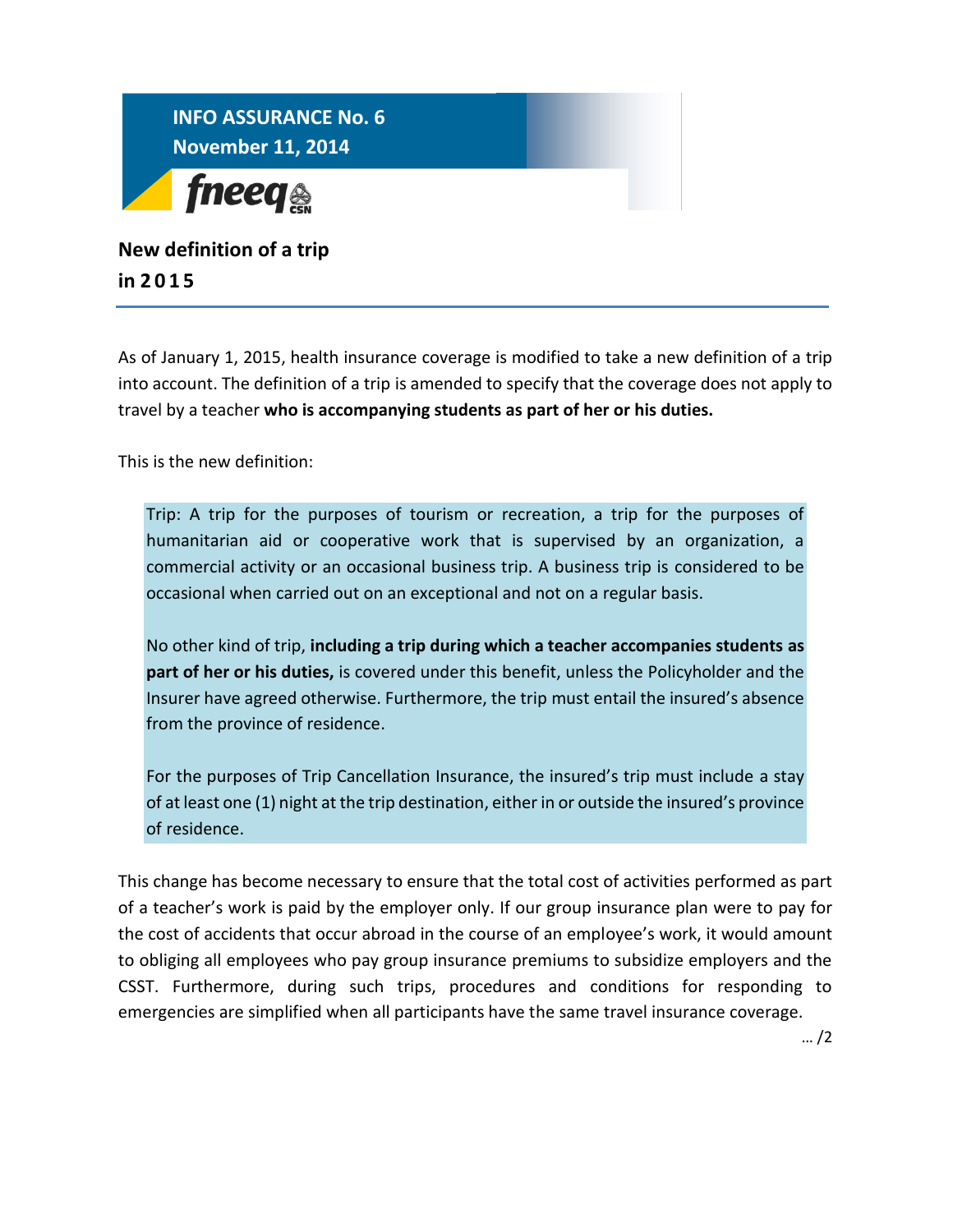**INFO ASSURANCE No. 6**
**November 11, 2014**

fneeq CSN

# New definition of a trip in 2015

As of January 1, 2015, health insurance coverage is modified to take a new definition of a trip into account. The definition of a trip is amended to specify that the coverage does not apply to travel by a teacher **who is accompanying students as part of her or his duties.**

This is the new definition:

> Trip: A trip for the purposes of tourism or recreation, a trip for the purposes of humanitarian aid or cooperative work that is supervised by an organization, a commercial activity or an occasional business trip. A business trip is considered to be occasional when carried out on an exceptional and not on a regular basis.
>
> No other kind of trip, **including a trip during which a teacher accompanies students as part of her or his duties,** is covered under this benefit, unless the Policyholder and the Insurer have agreed otherwise. Furthermore, the trip must entail the insured's absence from the province of residence.
>
> For the purposes of Trip Cancellation Insurance, the insured's trip must include a stay of at least one (1) night at the trip destination, either in or outside the insured's province of residence.

This change has become necessary to ensure that the total cost of activities performed as part of a teacher's work is paid by the employer only. If our group insurance plan were to pay for the cost of accidents that occur abroad in the course of an employee's work, it would amount to obliging all employees who pay group insurance premiums to subsidize employers and the CSST. Furthermore, during such trips, procedures and conditions for responding to emergencies are simplified when all participants have the same travel insurance coverage.

… /2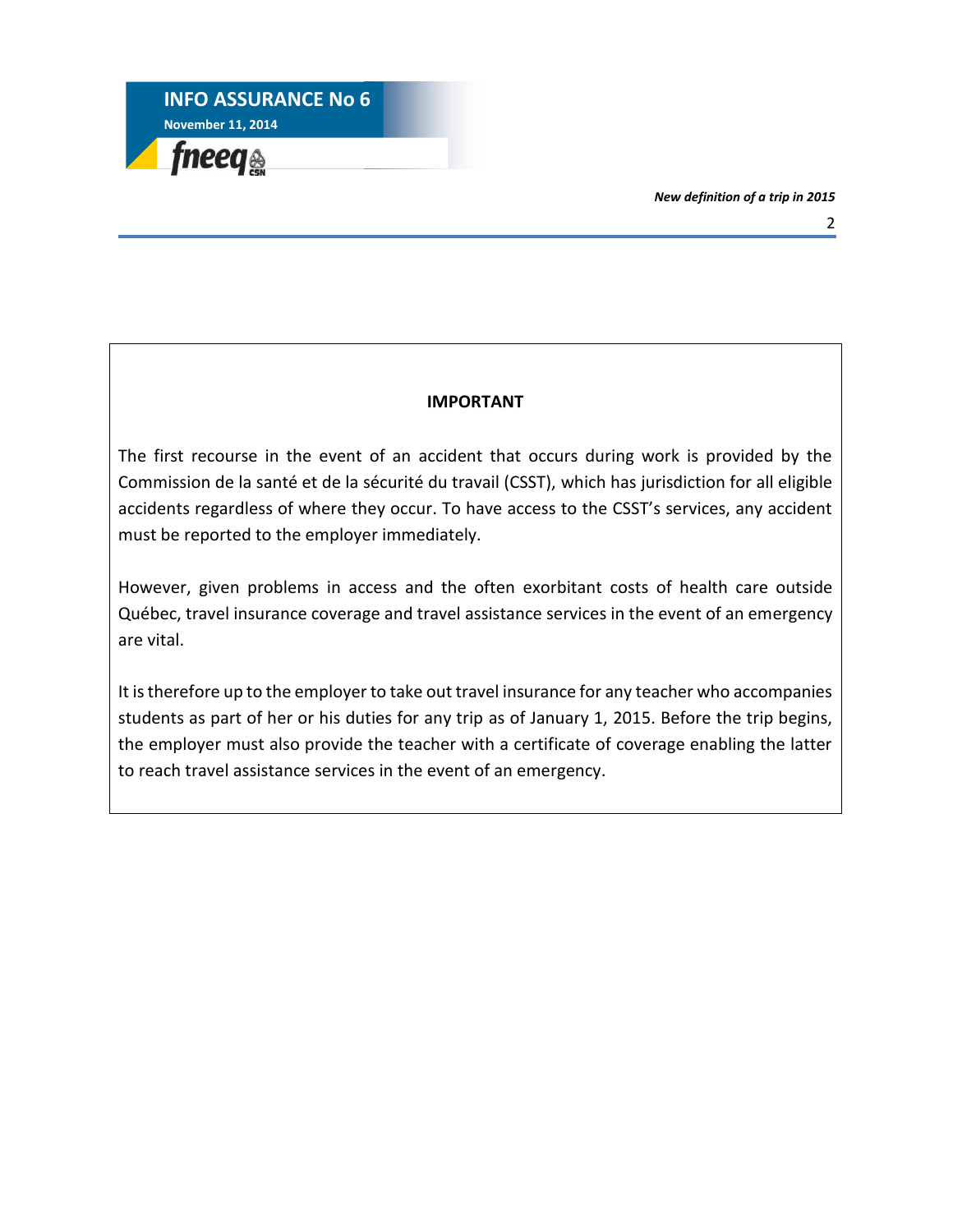**IMPORTANT**

The first recourse in the event of an accident that occurs during work is provided by the Commission de la santé et de la sécurité du travail (CSST), which has jurisdiction for all eligible accidents regardless of where they occur. To have access to the CSST's services, any accident must be reported to the employer immediately.

However, given problems in access and the often exorbitant costs of health care outside Québec, travel insurance coverage and travel assistance services in the event of an emergency are vital.

It is therefore up to the employer to take out travel insurance for any teacher who accompanies students as part of her or his duties for any trip as of January 1, 2015. Before the trip begins, the employer must also provide the teacher with a certificate of coverage enabling the latter to reach travel assistance services in the event of an emergency.